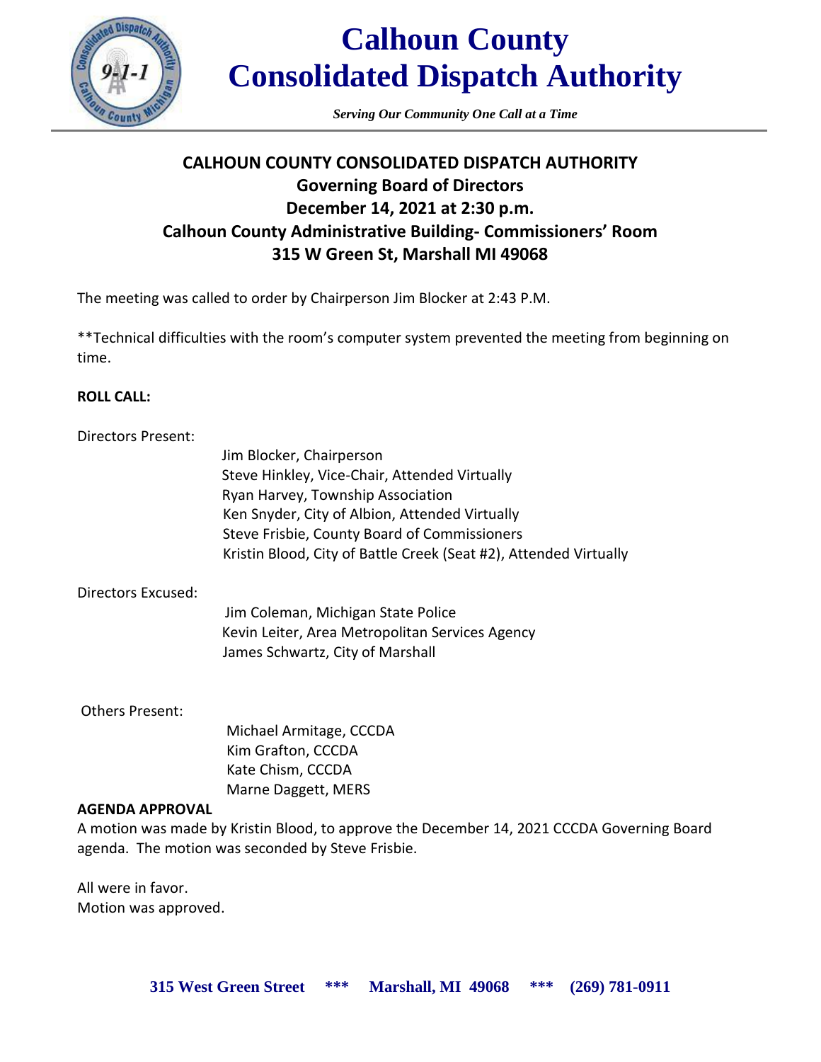# Calhoun County Consolidated Dispatch Authority

*Serving Our Community One Call at a Time*

## CALHOUN COUNTY CONSOLIDATED DISPATCH AUTHORITY
## Governing Board of Directors
## December 14, 2021 at 2:30 p.m.
## Calhoun County Administrative Building- Commissioners' Room
## 315 W Green St, Marshall MI 49068

The meeting was called to order by Chairperson Jim Blocker at 2:43 P.M.

**Technical difficulties with the room's computer system prevented the meeting from beginning on time.

**ROLL CALL:**

Directors Present:

Jim Blocker, Chairperson
Steve Hinkley, Vice-Chair, Attended Virtually
Ryan Harvey, Township Association
Ken Snyder, City of Albion, Attended Virtually
Steve Frisbie, County Board of Commissioners
Kristin Blood, City of Battle Creek (Seat #2), Attended Virtually

Directors Excused:

Jim Coleman, Michigan State Police
Kevin Leiter, Area Metropolitan Services Agency
James Schwartz, City of Marshall

Others Present:

Michael Armitage, CCCDA
Kim Grafton, CCCDA
Kate Chism, CCCDA
Marne Daggett, MERS

**AGENDA APPROVAL**

A motion was made by Kristin Blood, to approve the December 14, 2021 CCCDA Governing Board agenda. The motion was seconded by Steve Frisbie.

All were in favor.
Motion was approved.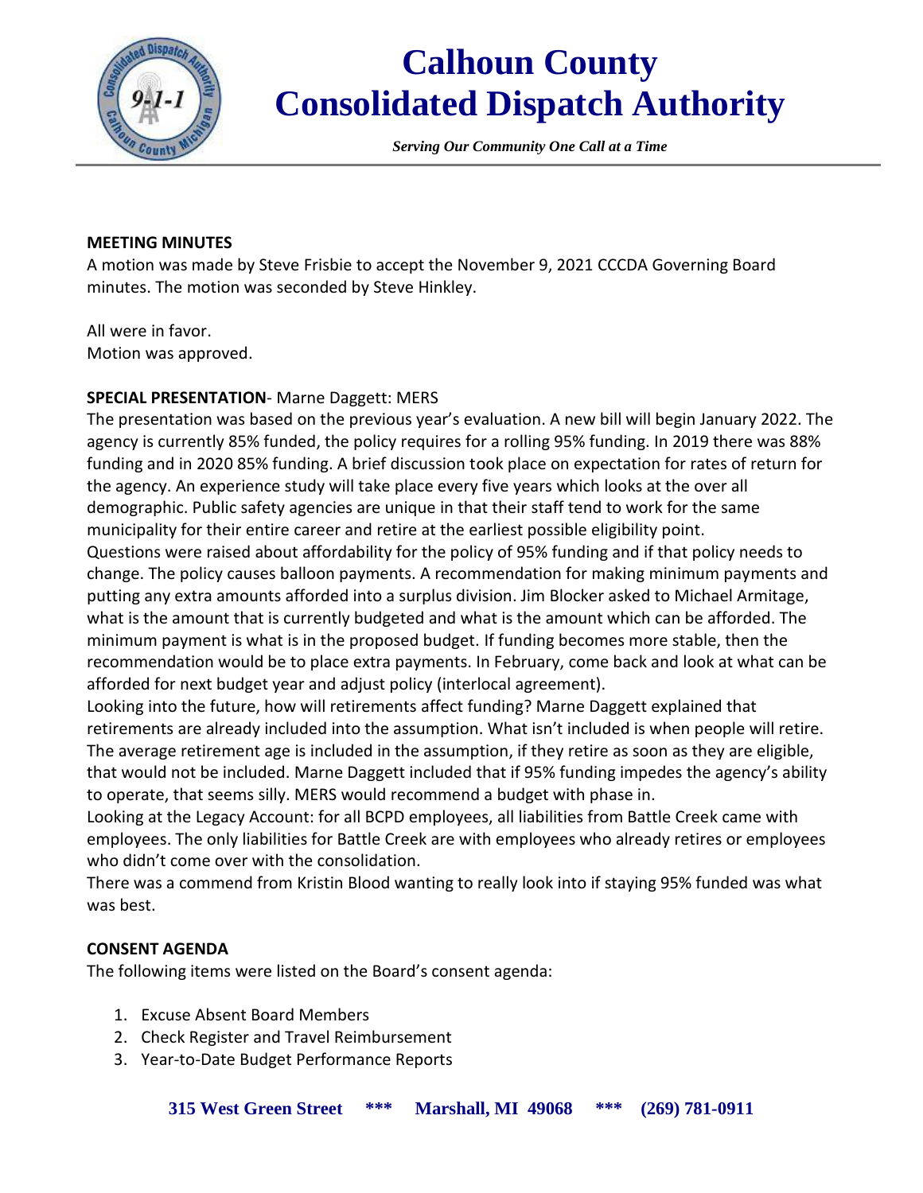**MEETING MINUTES**

A motion was made by Steve Frisbie to accept the November 9, 2021 CCCDA Governing Board minutes. The motion was seconded by Steve Hinkley.

All were in favor.
Motion was approved.

**SPECIAL PRESENTATION**- Marne Daggett: MERS

The presentation was based on the previous year's evaluation. A new bill will begin January 2022. The agency is currently 85% funded, the policy requires for a rolling 95% funding. In 2019 there was 88% funding and in 2020 85% funding. A brief discussion took place on expectation for rates of return for the agency. An experience study will take place every five years which looks at the over all demographic. Public safety agencies are unique in that their staff tend to work for the same municipality for their entire career and retire at the earliest possible eligibility point.

Questions were raised about affordability for the policy of 95% funding and if that policy needs to change. The policy causes balloon payments. A recommendation for making minimum payments and putting any extra amounts afforded into a surplus division. Jim Blocker asked to Michael Armitage, what is the amount that is currently budgeted and what is the amount which can be afforded. The minimum payment is what is in the proposed budget. If funding becomes more stable, then the recommendation would be to place extra payments. In February, come back and look at what can be afforded for next budget year and adjust policy (interlocal agreement).

Looking into the future, how will retirements affect funding? Marne Daggett explained that retirements are already included into the assumption. What isn't included is when people will retire. The average retirement age is included in the assumption, if they retire as soon as they are eligible, that would not be included. Marne Daggett included that if 95% funding impedes the agency's ability to operate, that seems silly. MERS would recommend a budget with phase in.

Looking at the Legacy Account: for all BCPD employees, all liabilities from Battle Creek came with employees. The only liabilities for Battle Creek are with employees who already retires or employees who didn't come over with the consolidation.

There was a commend from Kristin Blood wanting to really look into if staying 95% funded was what was best.

**CONSENT AGENDA**

The following items were listed on the Board's consent agenda:

1. Excuse Absent Board Members
2. Check Register and Travel Reimbursement
3. Year-to-Date Budget Performance Reports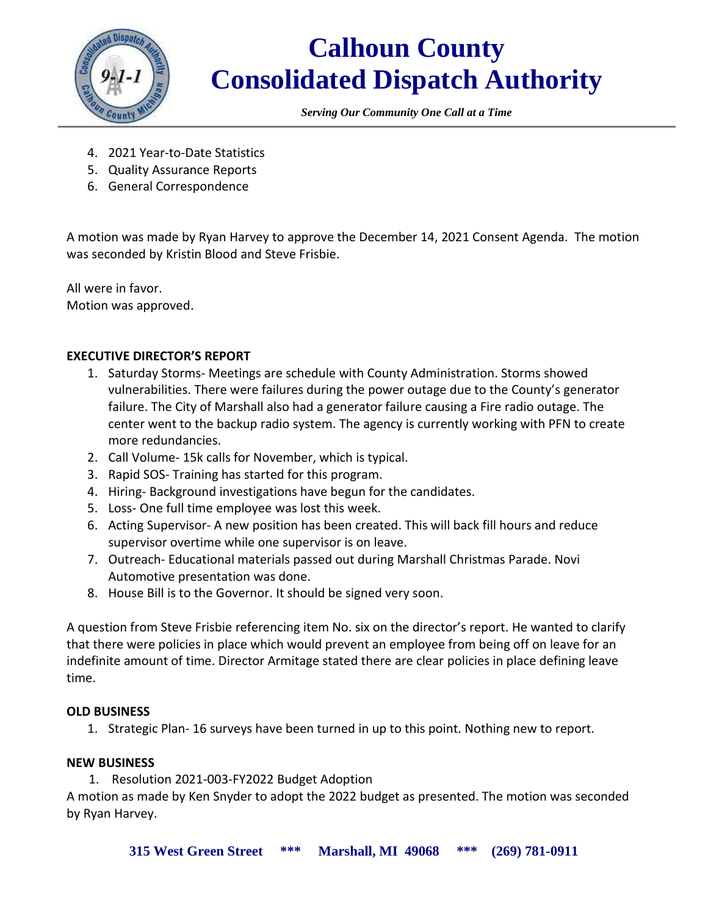4. 2021 Year-to-Date Statistics
5. Quality Assurance Reports
6. General Correspondence

A motion was made by Ryan Harvey to approve the December 14, 2021 Consent Agenda. The motion was seconded by Kristin Blood and Steve Frisbie.

All were in favor.
Motion was approved.

**EXECUTIVE DIRECTOR'S REPORT**

1. Saturday Storms- Meetings are schedule with County Administration. Storms showed vulnerabilities. There were failures during the power outage due to the County's generator failure. The City of Marshall also had a generator failure causing a Fire radio outage. The center went to the backup radio system. The agency is currently working with PFN to create more redundancies.
2. Call Volume- 15k calls for November, which is typical.
3. Rapid SOS- Training has started for this program.
4. Hiring- Background investigations have begun for the candidates.
5. Loss- One full time employee was lost this week.
6. Acting Supervisor- A new position has been created. This will back fill hours and reduce supervisor overtime while one supervisor is on leave.
7. Outreach- Educational materials passed out during Marshall Christmas Parade. Novi Automotive presentation was done.
8. House Bill is to the Governor. It should be signed very soon.

A question from Steve Frisbie referencing item No. six on the director's report. He wanted to clarify that there were policies in place which would prevent an employee from being off on leave for an indefinite amount of time. Director Armitage stated there are clear policies in place defining leave time.

**OLD BUSINESS**

1. Strategic Plan- 16 surveys have been turned in up to this point. Nothing new to report.

**NEW BUSINESS**

1. Resolution 2021-003-FY2022 Budget Adoption

A motion as made by Ken Snyder to adopt the 2022 budget as presented. The motion was seconded by Ryan Harvey.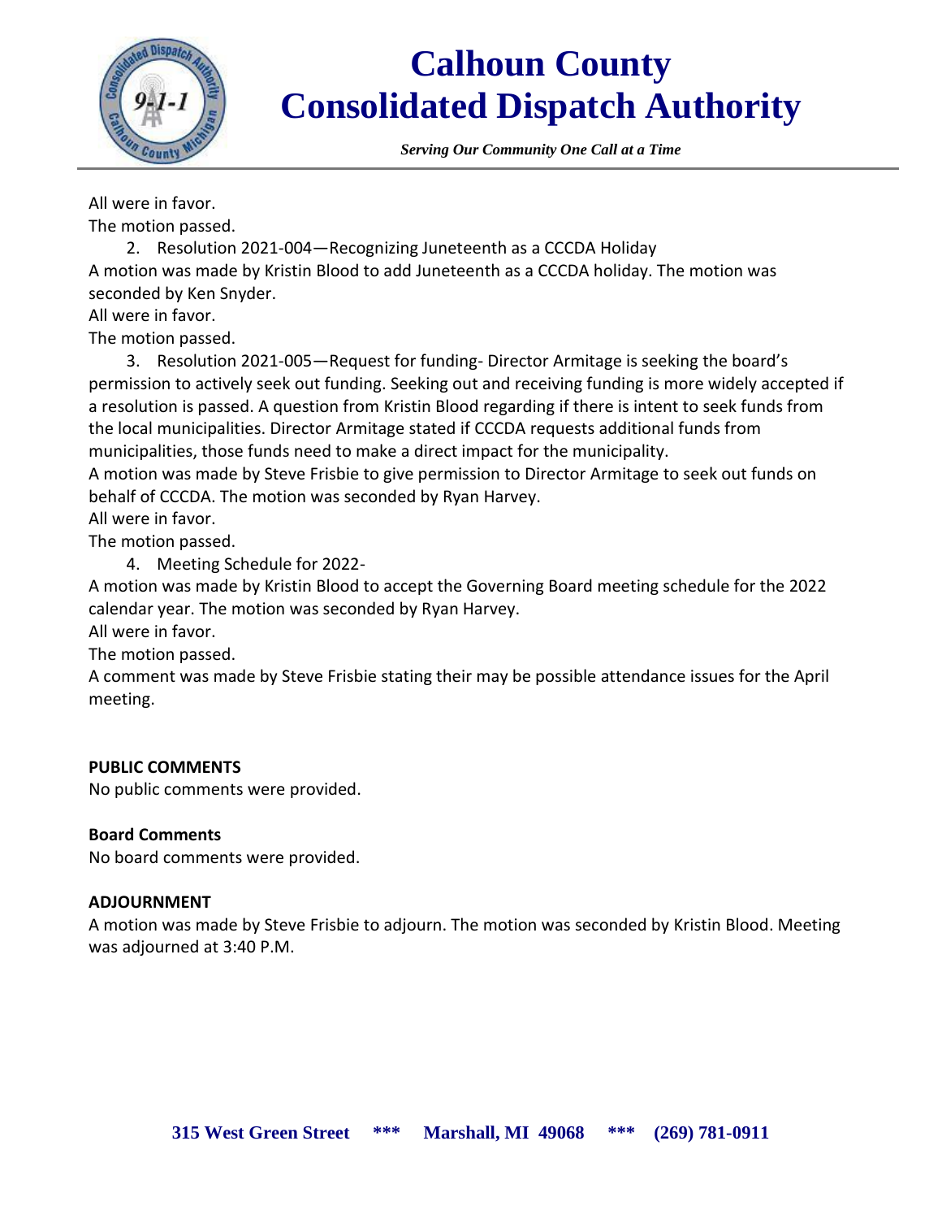All were in favor.
The motion passed.

2. Resolution 2021-004—Recognizing Juneteenth as a CCCDA Holiday

A motion was made by Kristin Blood to add Juneteenth as a CCCDA holiday. The motion was seconded by Ken Snyder.
All were in favor.
The motion passed.

3. Resolution 2021-005—Request for funding- Director Armitage is seeking the board's permission to actively seek out funding. Seeking out and receiving funding is more widely accepted if a resolution is passed. A question from Kristin Blood regarding if there is intent to seek funds from the local municipalities. Director Armitage stated if CCCDA requests additional funds from municipalities, those funds need to make a direct impact for the municipality.

A motion was made by Steve Frisbie to give permission to Director Armitage to seek out funds on behalf of CCCDA. The motion was seconded by Ryan Harvey.
All were in favor.
The motion passed.

4. Meeting Schedule for 2022-

A motion was made by Kristin Blood to accept the Governing Board meeting schedule for the 2022 calendar year. The motion was seconded by Ryan Harvey.
All were in favor.
The motion passed.
A comment was made by Steve Frisbie stating their may be possible attendance issues for the April meeting.

**PUBLIC COMMENTS**

No public comments were provided.

**Board Comments**

No board comments were provided.

**ADJOURNMENT**

A motion was made by Steve Frisbie to adjourn. The motion was seconded by Kristin Blood. Meeting was adjourned at 3:40 P.M.